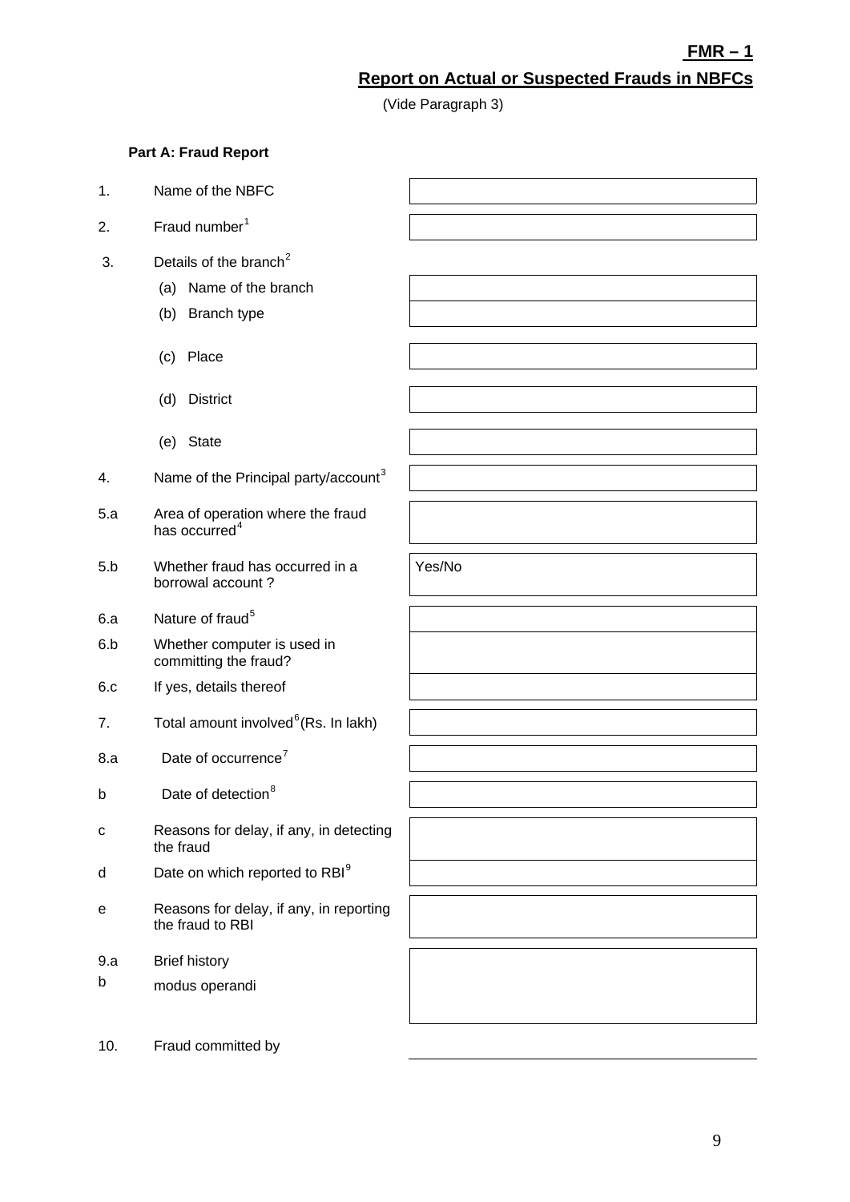**FMR – 1**

## Report on Actual or Suspected Frauds in NBFCs

(Vide Paragraph 3)

**Part A: Fraud Report**

| No. | Item | |
|---|---|---|
| 1. | Name of the NBFC | |
| 2. | Fraud number[1] | |
| 3. | Details of the branch[2] | |
| | (a) Name of the branch | |
| | (b) Branch type | |
| | (c) Place | |
| | (d) District | |
| | (e) State | |
| 4. | Name of the Principal party/account[3] | |
| 5.a | Area of operation where the fraud has occurred[4] | |
| 5.b | Whether fraud has occurred in a borrowal account ? | Yes/No |
| 6.a | Nature of fraud[5] | |
| 6.b | Whether computer is used in committing the fraud? | |
| 6.c | If yes, details thereof | |
| 7. | Total amount involved[6] (Rs. In lakh) | |
| 8.a | Date of occurrence[7] | |
| b | Date of detection[8] | |
| c | Reasons for delay, if any, in detecting the fraud | |
| d | Date on which reported to RBI[9] | |
| e | Reasons for delay, if any, in reporting the fraud to RBI | |
| 9.a | Brief history | |
| b | modus operandi | |
| 10. | Fraud committed by | |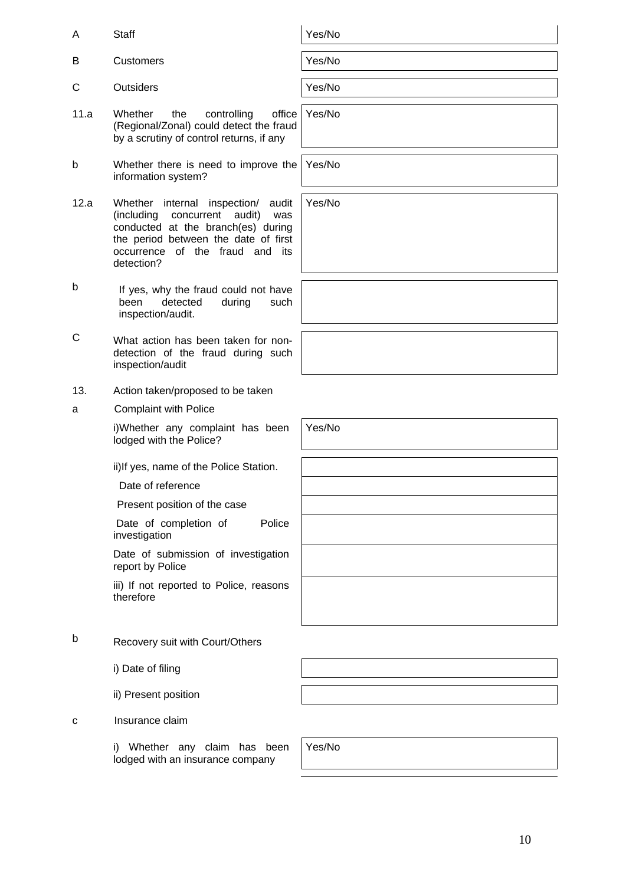| | | |
|---|---|---|
| A | Staff | Yes/No |
| B | Customers | Yes/No |
| C | Outsiders | Yes/No |
| 11.a | Whether the controlling office (Regional/Zonal) could detect the fraud by a scrutiny of control returns, if any | Yes/No |
| b | Whether there is need to improve the information system? | Yes/No |
| 12.a | Whether internal inspection/ audit (including concurrent audit) was conducted at the branch(es) during the period between the date of first occurrence of the fraud and its detection? | Yes/No |
| b | If yes, why the fraud could not have been detected during such inspection/audit. | |
| C | What action has been taken for non-detection of the fraud during such inspection/audit | |
| 13. | Action taken/proposed to be taken | |
| a | Complaint with Police | |
| | i)Whether any complaint has been lodged with the Police? | Yes/No |
| | ii)If yes, name of the Police Station. | |
| | Date of reference | |
| | Present position of the case | |
| | Date of completion of Police investigation | |
| | Date of submission of investigation report by Police | |
| | iii) If not reported to Police, reasons therefore | |
| b | Recovery suit with Court/Others | |
| | i) Date of filing | |
| | ii) Present position | |
| c | Insurance claim | |
| | i) Whether any claim has been lodged with an insurance company | Yes/No |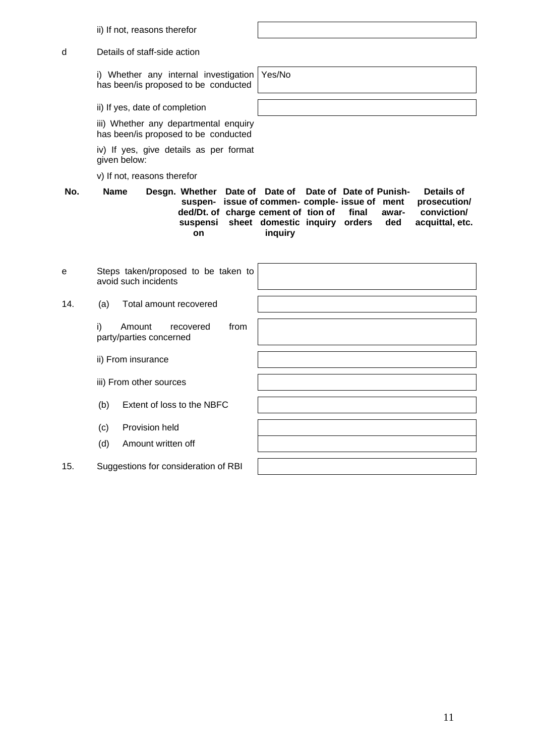ii) If not, reasons therefor

d Details of staff-side action

i) Whether any internal investigation has been/is proposed to be conducted — Yes/No

ii) If yes, date of completion

iii) Whether any departmental enquiry has been/is proposed to be conducted

iv) If yes, give details as per format given below:

v) If not, reasons therefor

| No. | Name | Desgn. | Whether suspended/Dt. of suspension | Date of issue of charge sheet | Date of commencement of domestic inquiry | Date of completion of inquiry | Date of issue of final orders | Punishment awarded | Details of prosecution/ conviction/ acquittal, etc. |
|---|---|---|---|---|---|---|---|---|---|
| | | | | | | | | | |

e Steps taken/proposed to be taken to avoid such incidents

14. (a) Total amount recovered

i) Amount recovered from party/parties concerned

ii) From insurance

iii) From other sources

(b) Extent of loss to the NBFC

(c) Provision held

(d) Amount written off

15. Suggestions for consideration of RBI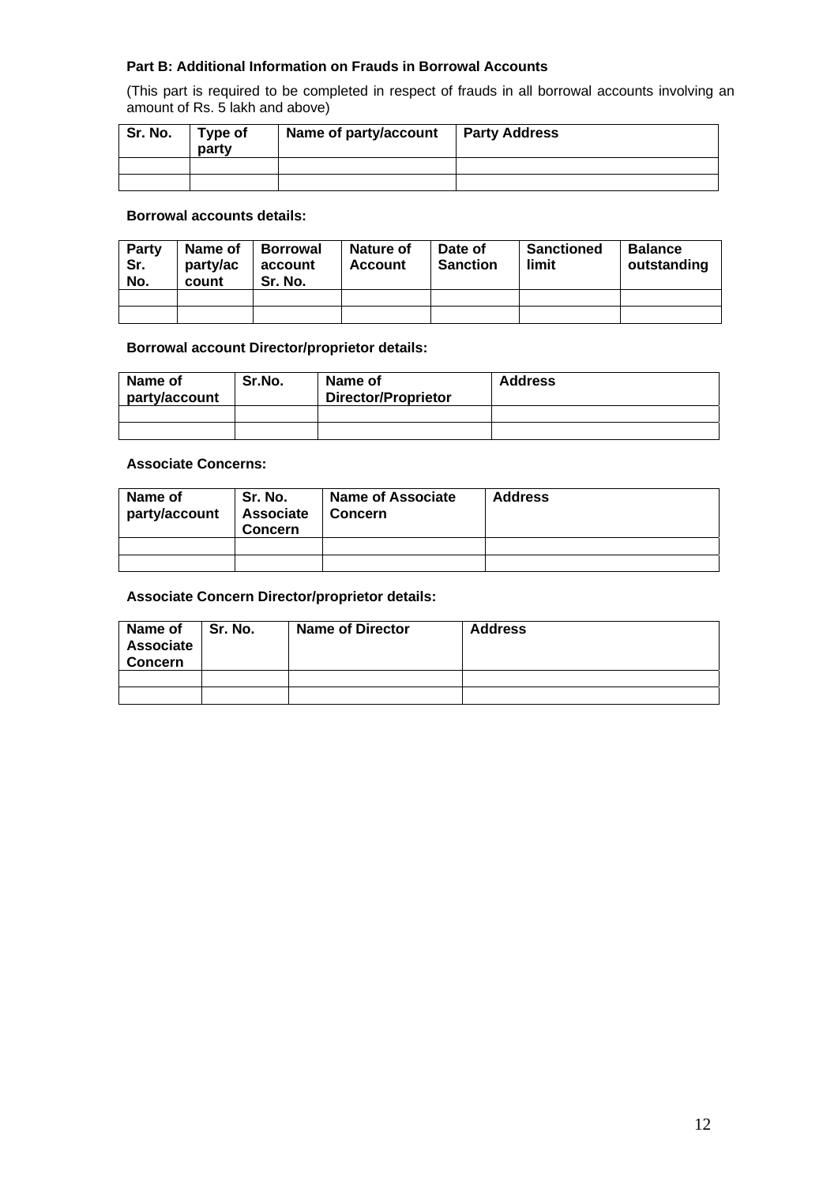**Part B: Additional Information on Frauds in Borrowal Accounts**

(This part is required to be completed in respect of frauds in all borrowal accounts involving an amount of Rs. 5 lakh and above)

| Sr. No. | Type of party | Name of party/account | Party Address |
|---|---|---|---|
| | | | |
| | | | |

**Borrowal accounts details:**

| Party Sr. No. | Name of party/account | Borrowal account Sr. No. | Nature of Account | Date of Sanction | Sanctioned limit | Balance outstanding |
|---|---|---|---|---|---|---|
| | | | | | | |
| | | | | | | |

**Borrowal account Director/proprietor details:**

| Name of party/account | Sr.No. | Name of Director/Proprietor | Address |
|---|---|---|---|
| | | | |
| | | | |

**Associate Concerns:**

| Name of party/account | Sr. No. Associate Concern | Name of Associate Concern | Address |
|---|---|---|---|
| | | | |
| | | | |

**Associate Concern Director/proprietor details:**

| Name of Associate Concern | Sr. No. | Name of Director | Address |
|---|---|---|---|
| | | | |
| | | | |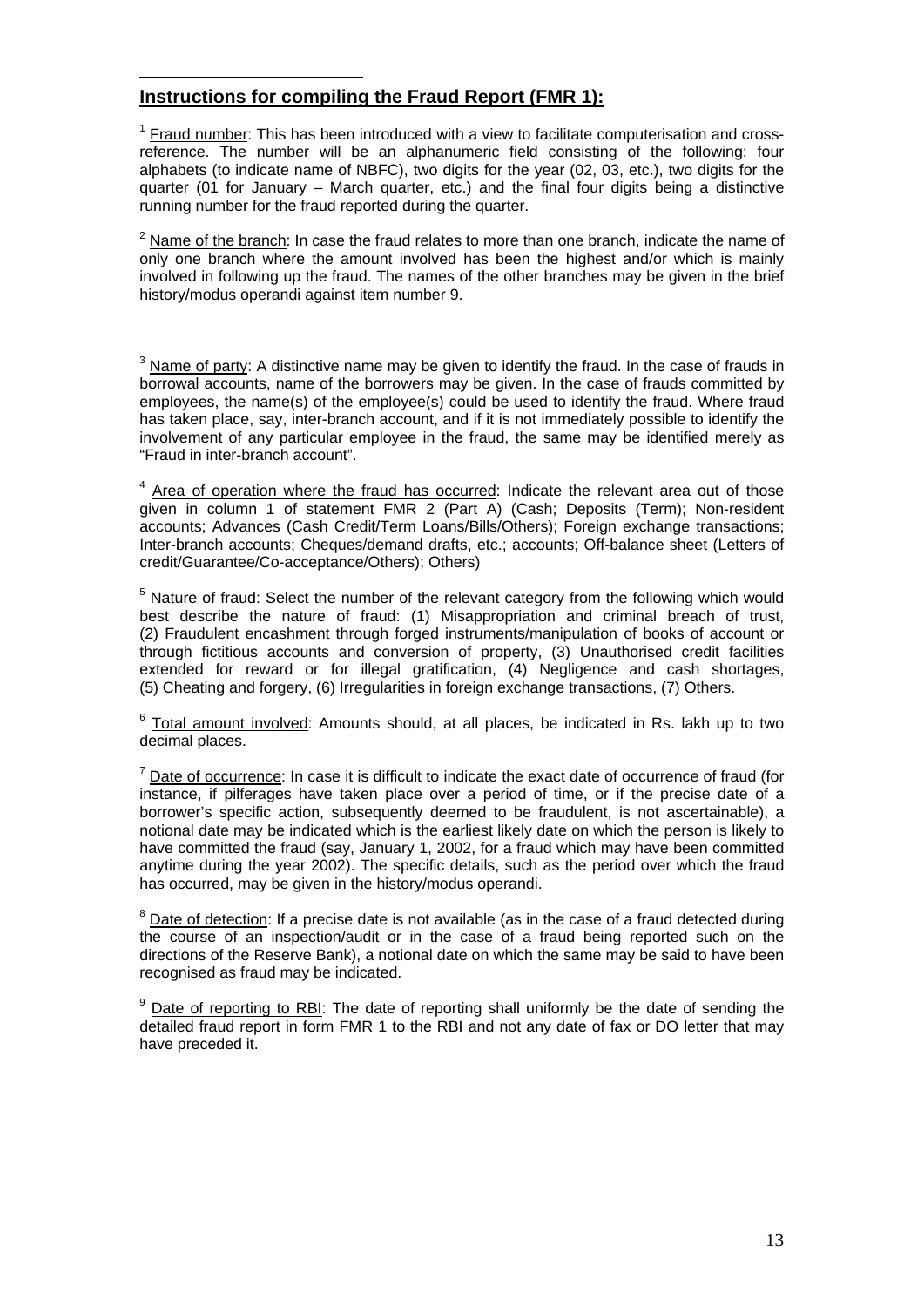## Instructions for compiling the Fraud Report (FMR 1):

[1] Fraud number: This has been introduced with a view to facilitate computerisation and cross-reference. The number will be an alphanumeric field consisting of the following: four alphabets (to indicate name of NBFC), two digits for the year (02, 03, etc.), two digits for the quarter (01 for January – March quarter, etc.) and the final four digits being a distinctive running number for the fraud reported during the quarter.

[2] Name of the branch: In case the fraud relates to more than one branch, indicate the name of only one branch where the amount involved has been the highest and/or which is mainly involved in following up the fraud. The names of the other branches may be given in the brief history/modus operandi against item number 9.

[3] Name of party: A distinctive name may be given to identify the fraud. In the case of frauds in borrowal accounts, name of the borrowers may be given. In the case of frauds committed by employees, the name(s) of the employee(s) could be used to identify the fraud. Where fraud has taken place, say, inter-branch account, and if it is not immediately possible to identify the involvement of any particular employee in the fraud, the same may be identified merely as "Fraud in inter-branch account".

[4] Area of operation where the fraud has occurred: Indicate the relevant area out of those given in column 1 of statement FMR 2 (Part A) (Cash; Deposits (Term); Non-resident accounts; Advances (Cash Credit/Term Loans/Bills/Others); Foreign exchange transactions; Inter-branch accounts; Cheques/demand drafts, etc.; accounts; Off-balance sheet (Letters of credit/Guarantee/Co-acceptance/Others); Others)

[5] Nature of fraud: Select the number of the relevant category from the following which would best describe the nature of fraud: (1) Misappropriation and criminal breach of trust, (2) Fraudulent encashment through forged instruments/manipulation of books of account or through fictitious accounts and conversion of property, (3) Unauthorised credit facilities extended for reward or for illegal gratification, (4) Negligence and cash shortages, (5) Cheating and forgery, (6) Irregularities in foreign exchange transactions, (7) Others.

[6] Total amount involved: Amounts should, at all places, be indicated in Rs. lakh up to two decimal places.

[7] Date of occurrence: In case it is difficult to indicate the exact date of occurrence of fraud (for instance, if pilferages have taken place over a period of time, or if the precise date of a borrower's specific action, subsequently deemed to be fraudulent, is not ascertainable), a notional date may be indicated which is the earliest likely date on which the person is likely to have committed the fraud (say, January 1, 2002, for a fraud which may have been committed anytime during the year 2002). The specific details, such as the period over which the fraud has occurred, may be given in the history/modus operandi.

[8] Date of detection: If a precise date is not available (as in the case of a fraud detected during the course of an inspection/audit or in the case of a fraud being reported such on the directions of the Reserve Bank), a notional date on which the same may be said to have been recognised as fraud may be indicated.

[9] Date of reporting to RBI: The date of reporting shall uniformly be the date of sending the detailed fraud report in form FMR 1 to the RBI and not any date of fax or DO letter that may have preceded it.